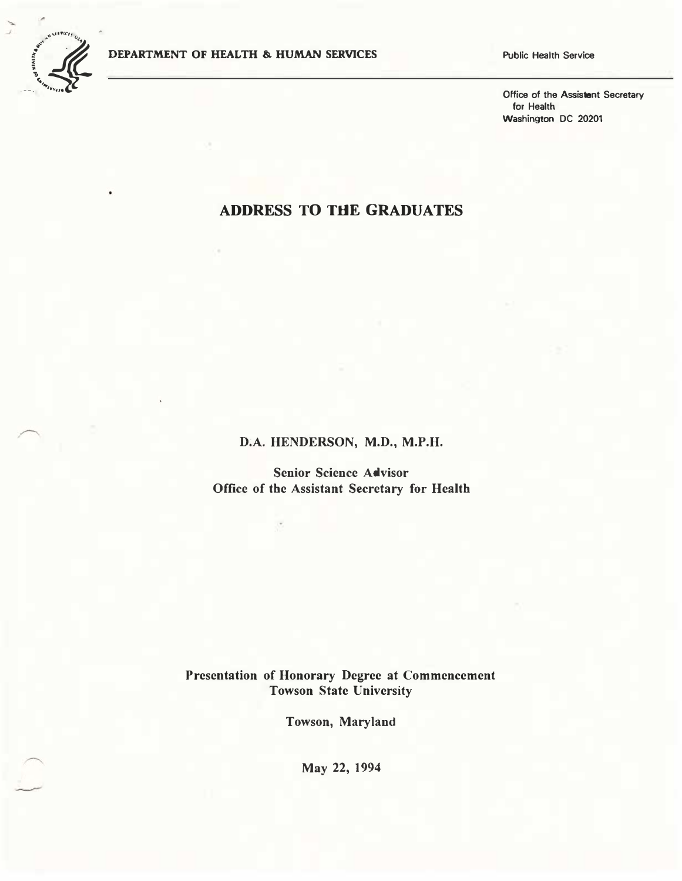DEPARTMENT OF HEALTH & HUMAN SERVICES

Public Health Service

Office of the Assistant Secretary
for Health
Washington DC 20201

# ADDRESS TO THE GRADUATES

**D.A. HENDERSON, M.D., M.P.H.**

**Senior Science Advisor**
**Office of the Assistant Secretary for Health**

**Presentation of Honorary Degree at Commencement**
**Towson State University**

**Towson, Maryland**

**May 22, 1994**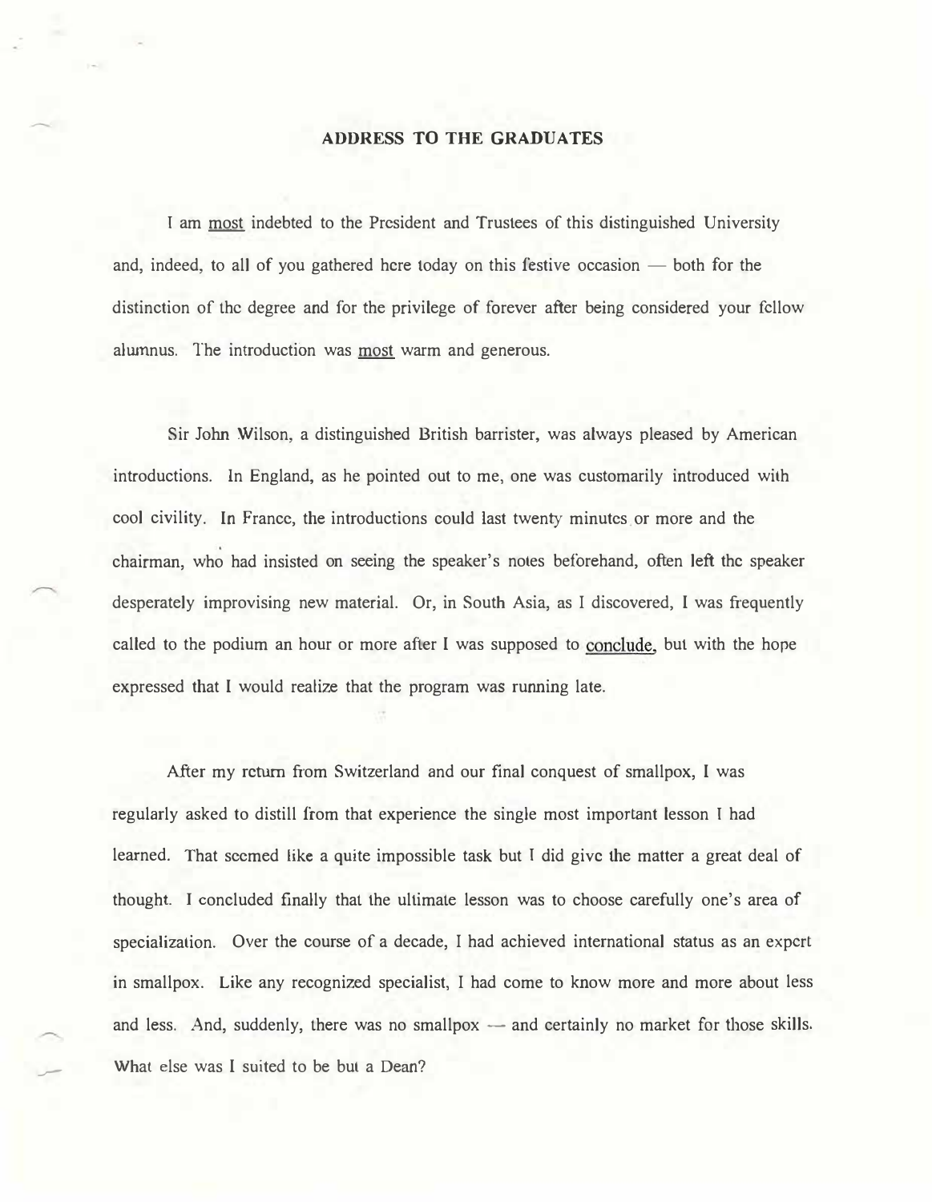**ADDRESS TO THE GRADUATES**

I am <u>most</u> indebted to the President and Trustees of this distinguished University and, indeed, to all of you gathered here today on this festive occasion — both for the distinction of the degree and for the privilege of forever after being considered your fellow alumnus. The introduction was <u>most</u> warm and generous.

Sir John Wilson, a distinguished British barrister, was always pleased by American introductions. In England, as he pointed out to me, one was customarily introduced with cool civility. In France, the introductions could last twenty minutes or more and the chairman, who had insisted on seeing the speaker's notes beforehand, often left the speaker desperately improvising new material. Or, in South Asia, as I discovered, I was frequently called to the podium an hour or more after I was supposed to <u>conclude</u>, but with the hope expressed that I would realize that the program was running late.

After my return from Switzerland and our final conquest of smallpox, I was regularly asked to distill from that experience the single most important lesson I had learned. That seemed like a quite impossible task but I did give the matter a great deal of thought. I concluded finally that the ultimate lesson was to choose carefully one's area of specialization. Over the course of a decade, I had achieved international status as an expert in smallpox. Like any recognized specialist, I had come to know more and more about less and less. And, suddenly, there was no smallpox — and certainly no market for those skills. What else was I suited to be but a Dean?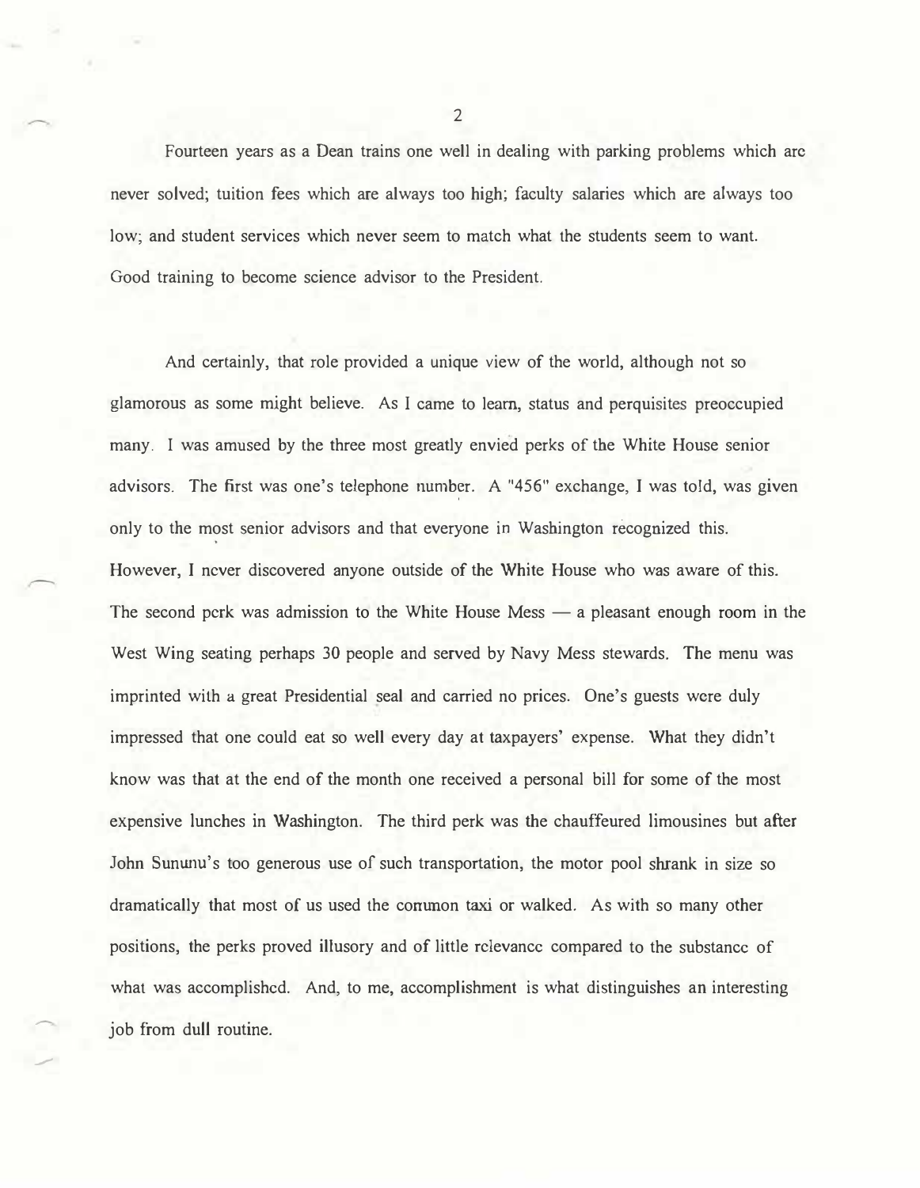Fourteen years as a Dean trains one well in dealing with parking problems which are never solved; tuition fees which are always too high; faculty salaries which are always too low; and student services which never seem to match what the students seem to want. Good training to become science advisor to the President.

And certainly, that role provided a unique view of the world, although not so glamorous as some might believe. As I came to learn, status and perquisites preoccupied many. I was amused by the three most greatly envied perks of the White House senior advisors. The first was one's telephone number. A "456" exchange, I was told, was given only to the most senior advisors and that everyone in Washington recognized this. However, I never discovered anyone outside of the White House who was aware of this. The second perk was admission to the White House Mess — a pleasant enough room in the West Wing seating perhaps 30 people and served by Navy Mess stewards. The menu was imprinted with a great Presidential seal and carried no prices. One's guests were duly impressed that one could eat so well every day at taxpayers' expense. What they didn't know was that at the end of the month one received a personal bill for some of the most expensive lunches in Washington. The third perk was the chauffeured limousines but after John Sununu's too generous use of such transportation, the motor pool shrank in size so dramatically that most of us used the common taxi or walked. As with so many other positions, the perks proved illusory and of little relevance compared to the substance of what was accomplished. And, to me, accomplishment is what distinguishes an interesting job from dull routine.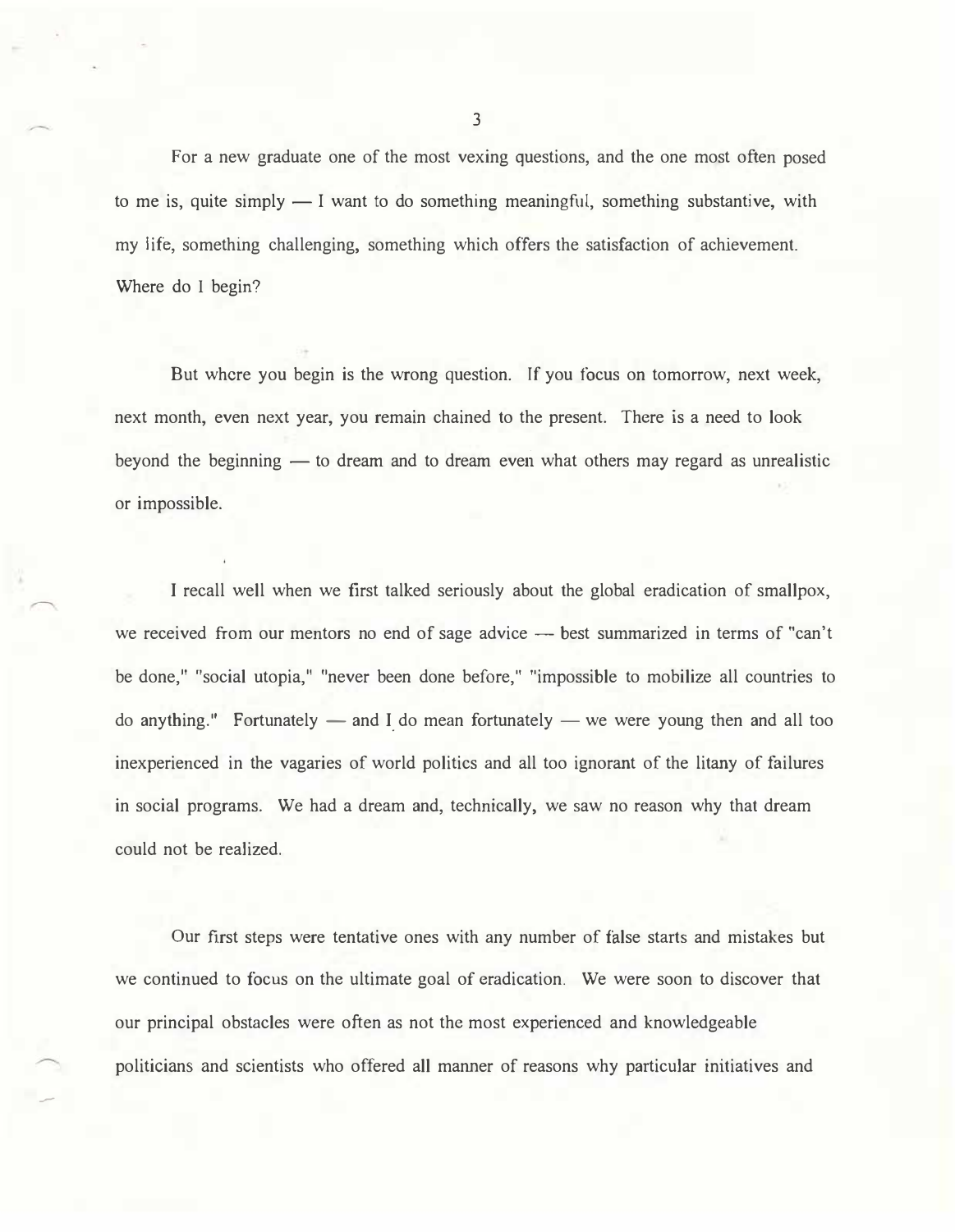For a new graduate one of the most vexing questions, and the one most often posed to me is, quite simply — I want to do something meaningful, something substantive, with my life, something challenging, something which offers the satisfaction of achievement. Where do I begin?

But where you begin is the wrong question. If you focus on tomorrow, next week, next month, even next year, you remain chained to the present. There is a need to look beyond the beginning — to dream and to dream even what others may regard as unrealistic or impossible.

I recall well when we first talked seriously about the global eradication of smallpox, we received from our mentors no end of sage advice — best summarized in terms of "can't be done," "social utopia," "never been done before," "impossible to mobilize all countries to do anything." Fortunately — and I do mean fortunately — we were young then and all too inexperienced in the vagaries of world politics and all too ignorant of the litany of failures in social programs. We had a dream and, technically, we saw no reason why that dream could not be realized.

Our first steps were tentative ones with any number of false starts and mistakes but we continued to focus on the ultimate goal of eradication. We were soon to discover that our principal obstacles were often as not the most experienced and knowledgeable politicians and scientists who offered all manner of reasons why particular initiatives and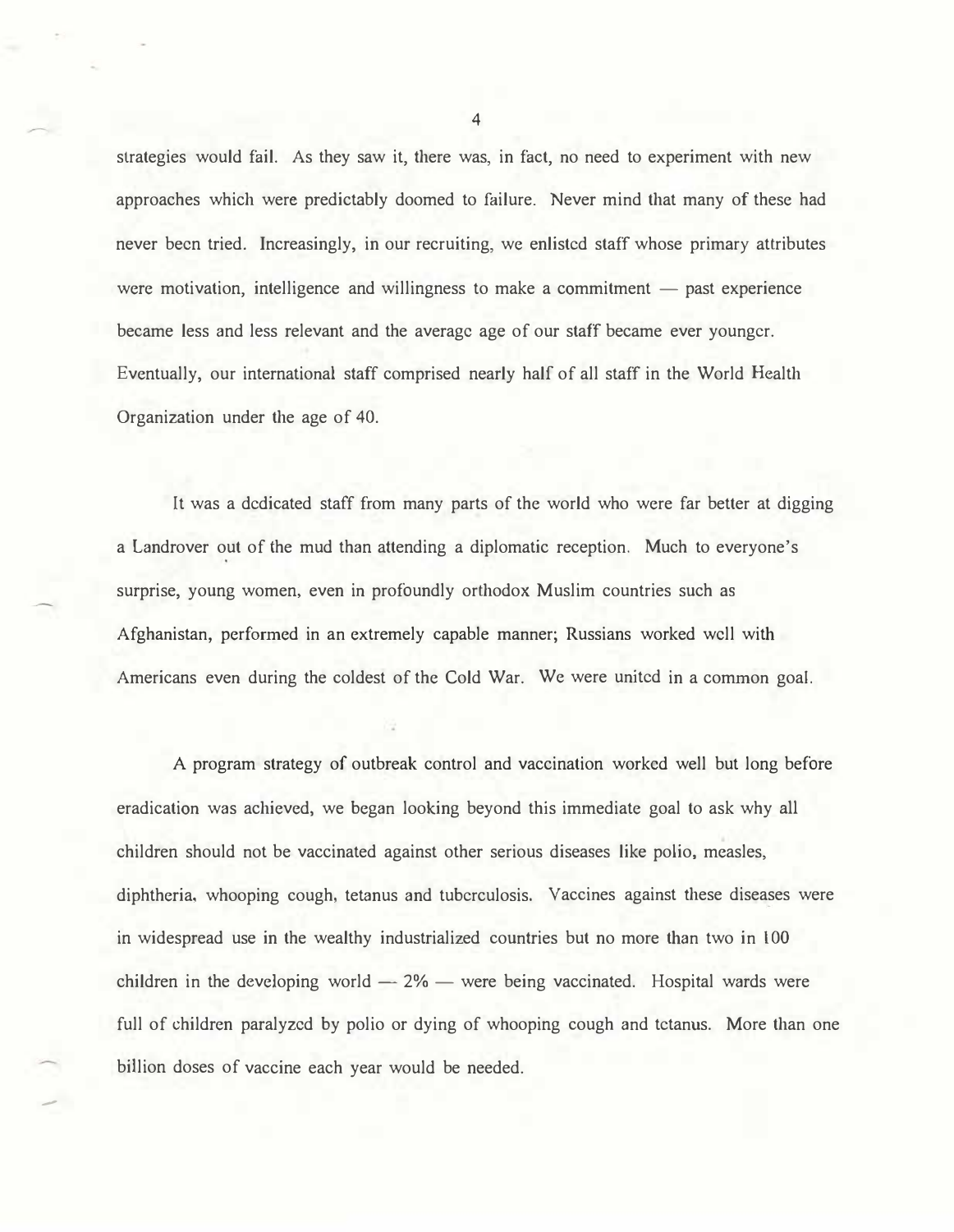strategies would fail. As they saw it, there was, in fact, no need to experiment with new approaches which were predictably doomed to failure. Never mind that many of these had never been tried. Increasingly, in our recruiting, we enlisted staff whose primary attributes were motivation, intelligence and willingness to make a commitment — past experience became less and less relevant and the average age of our staff became ever younger. Eventually, our international staff comprised nearly half of all staff in the World Health Organization under the age of 40.

It was a dedicated staff from many parts of the world who were far better at digging a Landrover out of the mud than attending a diplomatic reception. Much to everyone's surprise, young women, even in profoundly orthodox Muslim countries such as Afghanistan, performed in an extremely capable manner; Russians worked well with Americans even during the coldest of the Cold War. We were united in a common goal.

A program strategy of outbreak control and vaccination worked well but long before eradication was achieved, we began looking beyond this immediate goal to ask why all children should not be vaccinated against other serious diseases like polio, measles, diphtheria, whooping cough, tetanus and tuberculosis. Vaccines against these diseases were in widespread use in the wealthy industrialized countries but no more than two in 100 children in the developing world — 2% — were being vaccinated. Hospital wards were full of children paralyzed by polio or dying of whooping cough and tetanus. More than one billion doses of vaccine each year would be needed.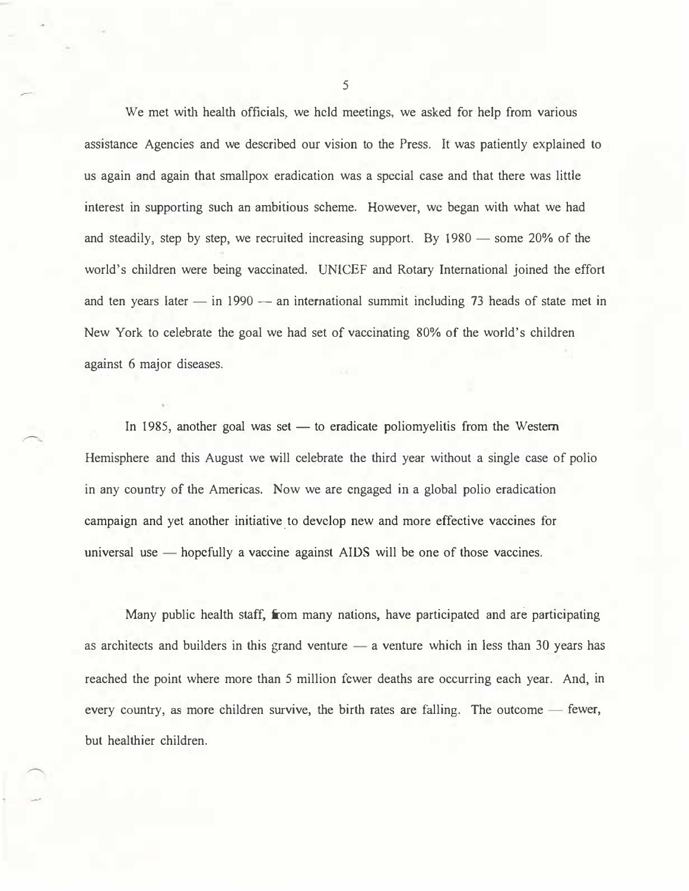We met with health officials, we held meetings, we asked for help from various assistance Agencies and we described our vision to the Press. It was patiently explained to us again and again that smallpox eradication was a special case and that there was little interest in supporting such an ambitious scheme. However, we began with what we had and steadily, step by step, we recruited increasing support. By 1980 — some 20% of the world's children were being vaccinated. UNICEF and Rotary International joined the effort and ten years later — in 1990 — an international summit including 73 heads of state met in New York to celebrate the goal we had set of vaccinating 80% of the world's children against 6 major diseases.

In 1985, another goal was set — to eradicate poliomyelitis from the Western Hemisphere and this August we will celebrate the third year without a single case of polio in any country of the Americas. Now we are engaged in a global polio eradication campaign and yet another initiative to develop new and more effective vaccines for universal use — hopefully a vaccine against AIDS will be one of those vaccines.

Many public health staff, from many nations, have participated and are participating as architects and builders in this grand venture — a venture which in less than 30 years has reached the point where more than 5 million fewer deaths are occurring each year. And, in every country, as more children survive, the birth rates are falling. The outcome — fewer, but healthier children.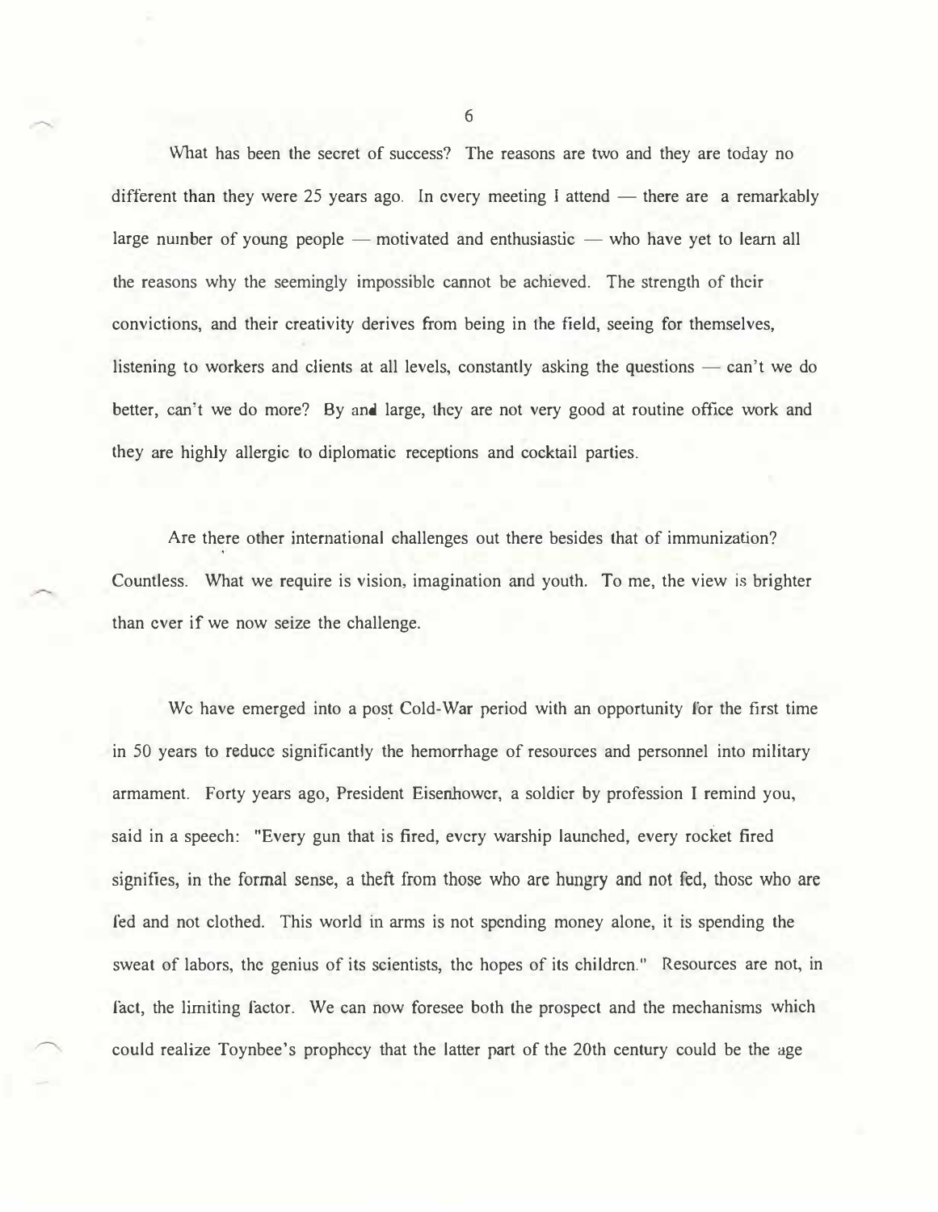What has been the secret of success? The reasons are two and they are today no different than they were 25 years ago. In every meeting I attend — there are a remarkably large number of young people — motivated and enthusiastic — who have yet to learn all the reasons why the seemingly impossible cannot be achieved. The strength of their convictions, and their creativity derives from being in the field, seeing for themselves, listening to workers and clients at all levels, constantly asking the questions — can't we do better, can't we do more? By and large, they are not very good at routine office work and they are highly allergic to diplomatic receptions and cocktail parties.

Are there other international challenges out there besides that of immunization? Countless. What we require is vision, imagination and youth. To me, the view is brighter than ever if we now seize the challenge.

We have emerged into a post Cold-War period with an opportunity for the first time in 50 years to reduce significantly the hemorrhage of resources and personnel into military armament. Forty years ago, President Eisenhower, a soldier by profession I remind you, said in a speech: "Every gun that is fired, every warship launched, every rocket fired signifies, in the formal sense, a theft from those who are hungry and not fed, those who are fed and not clothed. This world in arms is not spending money alone, it is spending the sweat of labors, the genius of its scientists, the hopes of its children." Resources are not, in fact, the limiting factor. We can now foresee both the prospect and the mechanisms which could realize Toynbee's prophecy that the latter part of the 20th century could be the age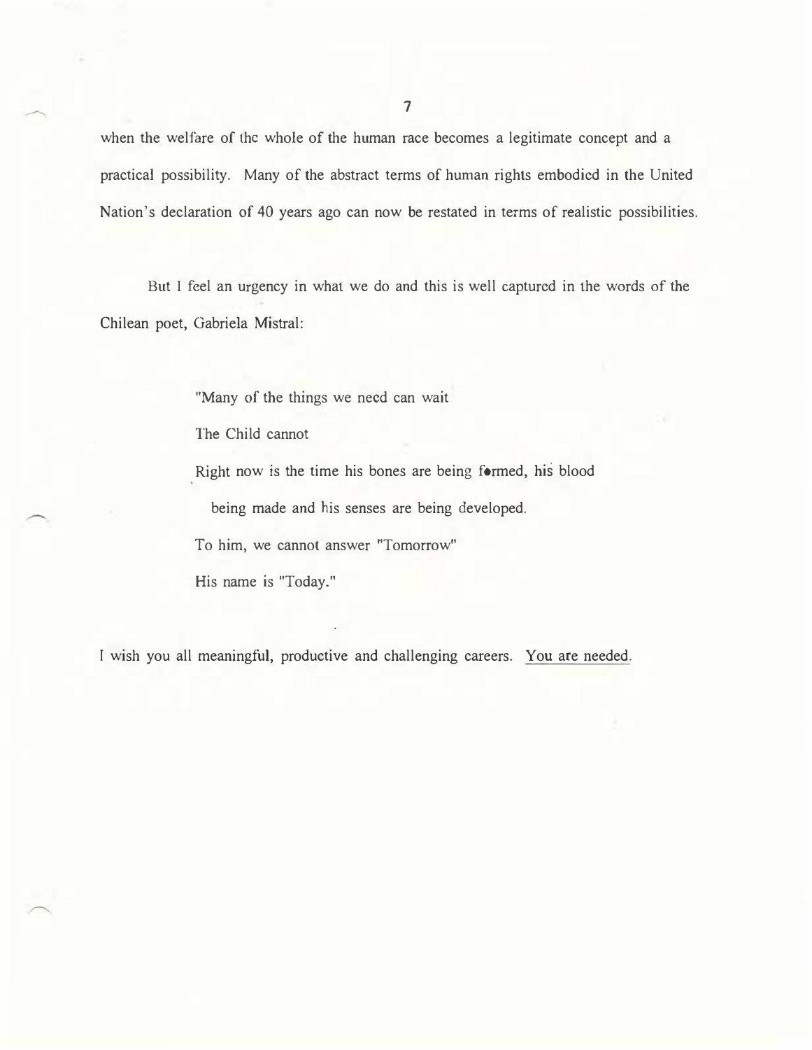when the welfare of the whole of the human race becomes a legitimate concept and a practical possibility. Many of the abstract terms of human rights embodied in the United Nation's declaration of 40 years ago can now be restated in terms of realistic possibilities.

But I feel an urgency in what we do and this is well captured in the words of the Chilean poet, Gabriela Mistral:

> "Many of the things we need can wait
>
> The Child cannot
>
> Right now is the time his bones are being formed, his blood
> being made and his senses are being developed.
>
> To him, we cannot answer "Tomorrow"
>
> His name is "Today."

I wish you all meaningful, productive and challenging careers. <u>You are needed.</u>